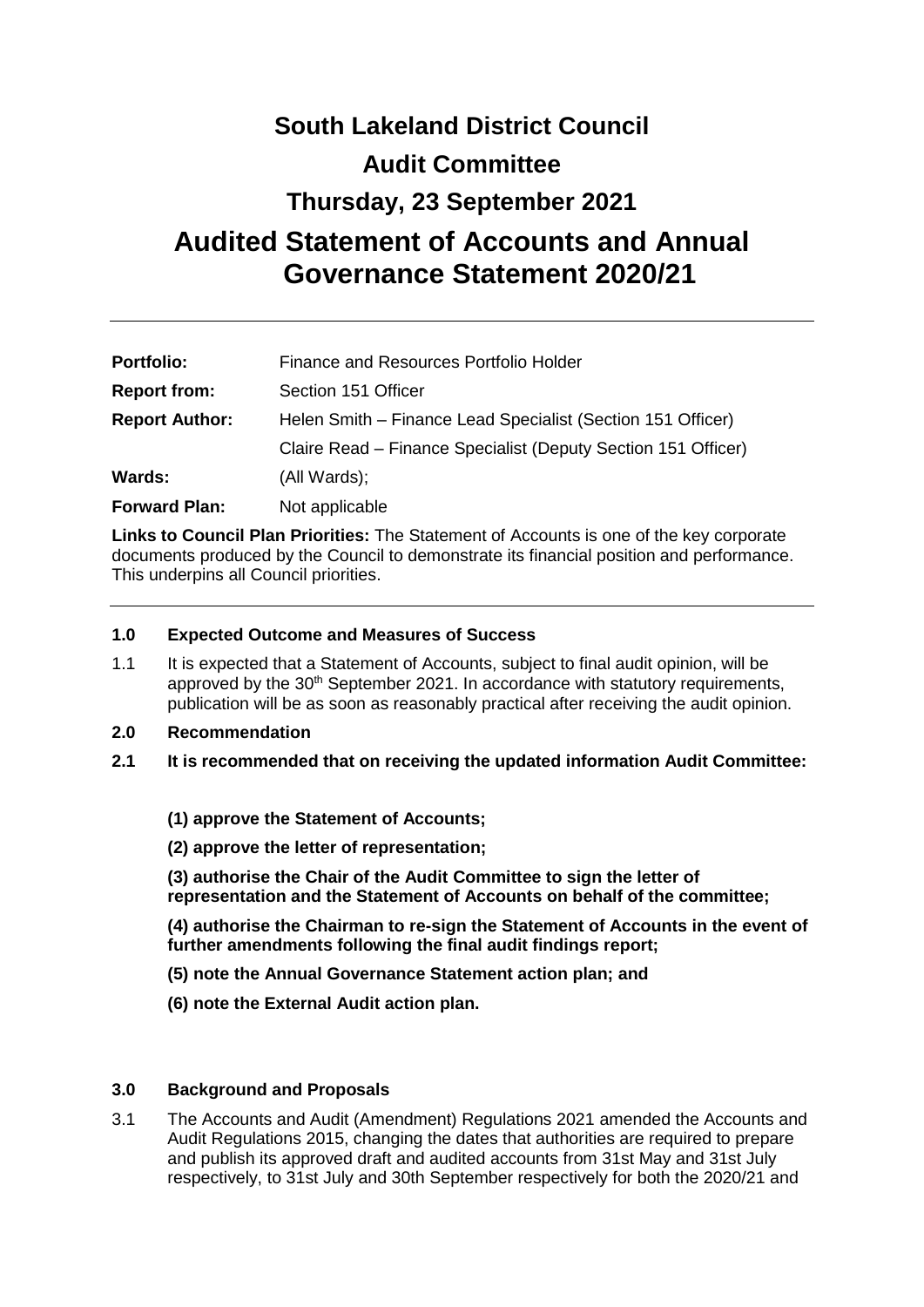# South Lakeland District Council

# Audit Committee

# Thursday, 23 September 2021

# Audited Statement of Accounts and Annual Governance Statement 2020/21

---

| | |
|---|---|
| **Portfolio:** | Finance and Resources Portfolio Holder |
| **Report from:** | Section 151 Officer |
| **Report Author:** | Helen Smith – Finance Lead Specialist (Section 151 Officer) |
| | Claire Read – Finance Specialist (Deputy Section 151 Officer) |
| **Wards:** | (All Wards); |
| **Forward Plan:** | Not applicable |

**Links to Council Plan Priorities:** The Statement of Accounts is one of the key corporate documents produced by the Council to demonstrate its financial position and performance. This underpins all Council priorities.

---

## 1.0 Expected Outcome and Measures of Success

1.1 It is expected that a Statement of Accounts, subject to final audit opinion, will be approved by the 30th September 2021. In accordance with statutory requirements, publication will be as soon as reasonably practical after receiving the audit opinion.

## 2.0 Recommendation

**2.1 It is recommended that on receiving the updated information Audit Committee:**

**(1) approve the Statement of Accounts;**

**(2) approve the letter of representation;**

**(3) authorise the Chair of the Audit Committee to sign the letter of representation and the Statement of Accounts on behalf of the committee;**

**(4) authorise the Chairman to re-sign the Statement of Accounts in the event of further amendments following the final audit findings report;**

**(5) note the Annual Governance Statement action plan; and**

**(6) note the External Audit action plan.**

## 3.0 Background and Proposals

3.1 The Accounts and Audit (Amendment) Regulations 2021 amended the Accounts and Audit Regulations 2015, changing the dates that authorities are required to prepare and publish its approved draft and audited accounts from 31st May and 31st July respectively, to 31st July and 30th September respectively for both the 2020/21 and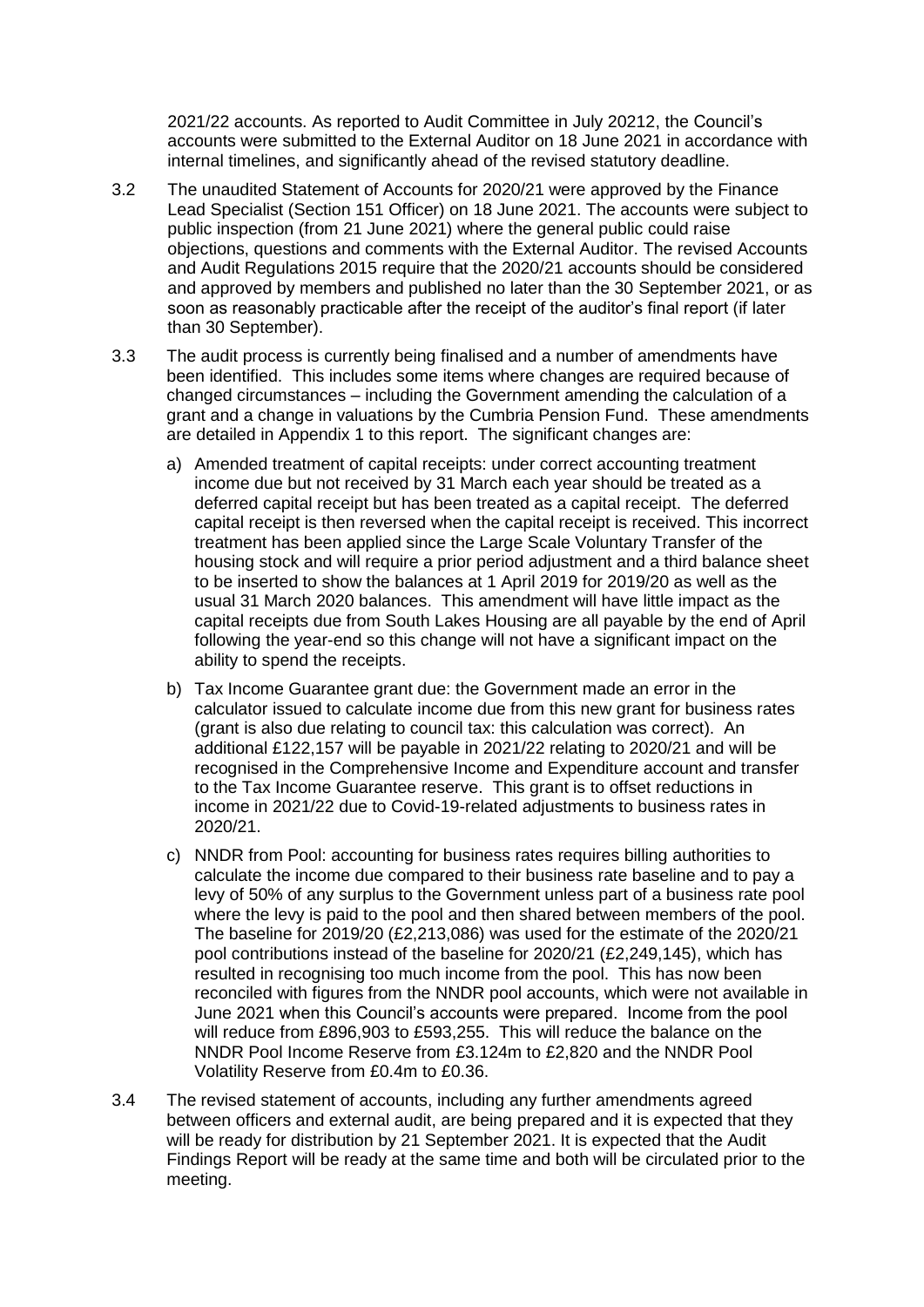2021/22 accounts. As reported to Audit Committee in July 20212, the Council's accounts were submitted to the External Auditor on 18 June 2021 in accordance with internal timelines, and significantly ahead of the revised statutory deadline.

3.2 The unaudited Statement of Accounts for 2020/21 were approved by the Finance Lead Specialist (Section 151 Officer) on 18 June 2021. The accounts were subject to public inspection (from 21 June 2021) where the general public could raise objections, questions and comments with the External Auditor. The revised Accounts and Audit Regulations 2015 require that the 2020/21 accounts should be considered and approved by members and published no later than the 30 September 2021, or as soon as reasonably practicable after the receipt of the auditor's final report (if later than 30 September).

3.3 The audit process is currently being finalised and a number of amendments have been identified. This includes some items where changes are required because of changed circumstances – including the Government amending the calculation of a grant and a change in valuations by the Cumbria Pension Fund. These amendments are detailed in Appendix 1 to this report. The significant changes are:

a) Amended treatment of capital receipts: under correct accounting treatment income due but not received by 31 March each year should be treated as a deferred capital receipt but has been treated as a capital receipt. The deferred capital receipt is then reversed when the capital receipt is received. This incorrect treatment has been applied since the Large Scale Voluntary Transfer of the housing stock and will require a prior period adjustment and a third balance sheet to be inserted to show the balances at 1 April 2019 for 2019/20 as well as the usual 31 March 2020 balances. This amendment will have little impact as the capital receipts due from South Lakes Housing are all payable by the end of April following the year-end so this change will not have a significant impact on the ability to spend the receipts.

b) Tax Income Guarantee grant due: the Government made an error in the calculator issued to calculate income due from this new grant for business rates (grant is also due relating to council tax: this calculation was correct). An additional £122,157 will be payable in 2021/22 relating to 2020/21 and will be recognised in the Comprehensive Income and Expenditure account and transfer to the Tax Income Guarantee reserve. This grant is to offset reductions in income in 2021/22 due to Covid-19-related adjustments to business rates in 2020/21.

c) NNDR from Pool: accounting for business rates requires billing authorities to calculate the income due compared to their business rate baseline and to pay a levy of 50% of any surplus to the Government unless part of a business rate pool where the levy is paid to the pool and then shared between members of the pool. The baseline for 2019/20 (£2,213,086) was used for the estimate of the 2020/21 pool contributions instead of the baseline for 2020/21 (£2,249,145), which has resulted in recognising too much income from the pool. This has now been reconciled with figures from the NNDR pool accounts, which were not available in June 2021 when this Council's accounts were prepared. Income from the pool will reduce from £896,903 to £593,255. This will reduce the balance on the NNDR Pool Income Reserve from £3.124m to £2,820 and the NNDR Pool Volatility Reserve from £0.4m to £0.36.

3.4 The revised statement of accounts, including any further amendments agreed between officers and external audit, are being prepared and it is expected that they will be ready for distribution by 21 September 2021. It is expected that the Audit Findings Report will be ready at the same time and both will be circulated prior to the meeting.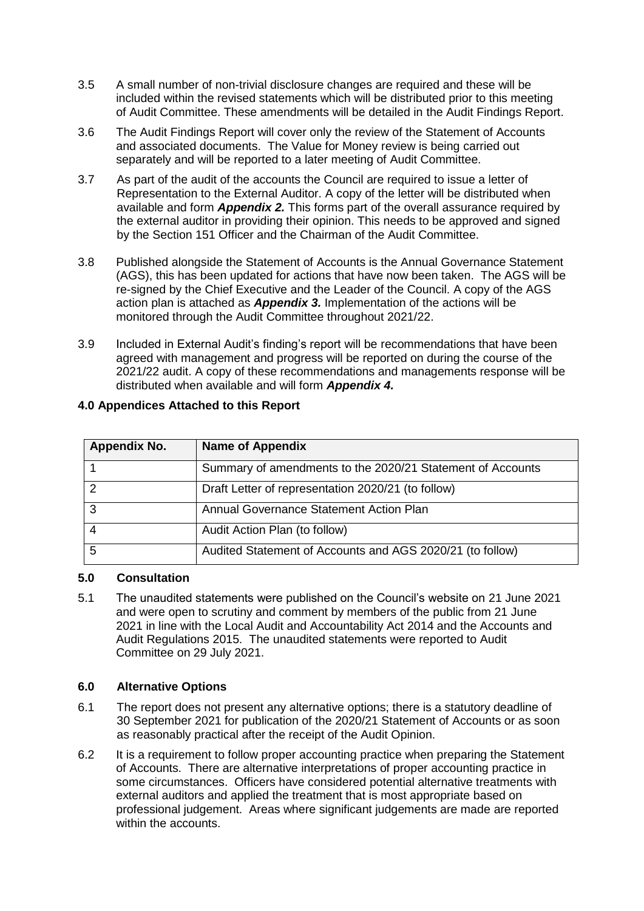3.5 A small number of non-trivial disclosure changes are required and these will be included within the revised statements which will be distributed prior to this meeting of Audit Committee. These amendments will be detailed in the Audit Findings Report.

3.6 The Audit Findings Report will cover only the review of the Statement of Accounts and associated documents. The Value for Money review is being carried out separately and will be reported to a later meeting of Audit Committee.

3.7 As part of the audit of the accounts the Council are required to issue a letter of Representation to the External Auditor. A copy of the letter will be distributed when available and form ***Appendix 2.*** This forms part of the overall assurance required by the external auditor in providing their opinion. This needs to be approved and signed by the Section 151 Officer and the Chairman of the Audit Committee.

3.8 Published alongside the Statement of Accounts is the Annual Governance Statement (AGS), this has been updated for actions that have now been taken. The AGS will be re-signed by the Chief Executive and the Leader of the Council. A copy of the AGS action plan is attached as ***Appendix 3.*** Implementation of the actions will be monitored through the Audit Committee throughout 2021/22.

3.9 Included in External Audit's finding's report will be recommendations that have been agreed with management and progress will be reported on during the course of the 2021/22 audit. A copy of these recommendations and managements response will be distributed when available and will form ***Appendix 4.***

## 4.0 Appendices Attached to this Report

| Appendix No. | Name of Appendix |
|---|---|
| 1 | Summary of amendments to the 2020/21 Statement of Accounts |
| 2 | Draft Letter of representation 2020/21 (to follow) |
| 3 | Annual Governance Statement Action Plan |
| 4 | Audit Action Plan (to follow) |
| 5 | Audited Statement of Accounts and AGS 2020/21 (to follow) |

## 5.0 Consultation

5.1 The unaudited statements were published on the Council's website on 21 June 2021 and were open to scrutiny and comment by members of the public from 21 June 2021 in line with the Local Audit and Accountability Act 2014 and the Accounts and Audit Regulations 2015. The unaudited statements were reported to Audit Committee on 29 July 2021.

## 6.0 Alternative Options

6.1 The report does not present any alternative options; there is a statutory deadline of 30 September 2021 for publication of the 2020/21 Statement of Accounts or as soon as reasonably practical after the receipt of the Audit Opinion.

6.2 It is a requirement to follow proper accounting practice when preparing the Statement of Accounts. There are alternative interpretations of proper accounting practice in some circumstances. Officers have considered potential alternative treatments with external auditors and applied the treatment that is most appropriate based on professional judgement. Areas where significant judgements are made are reported within the accounts.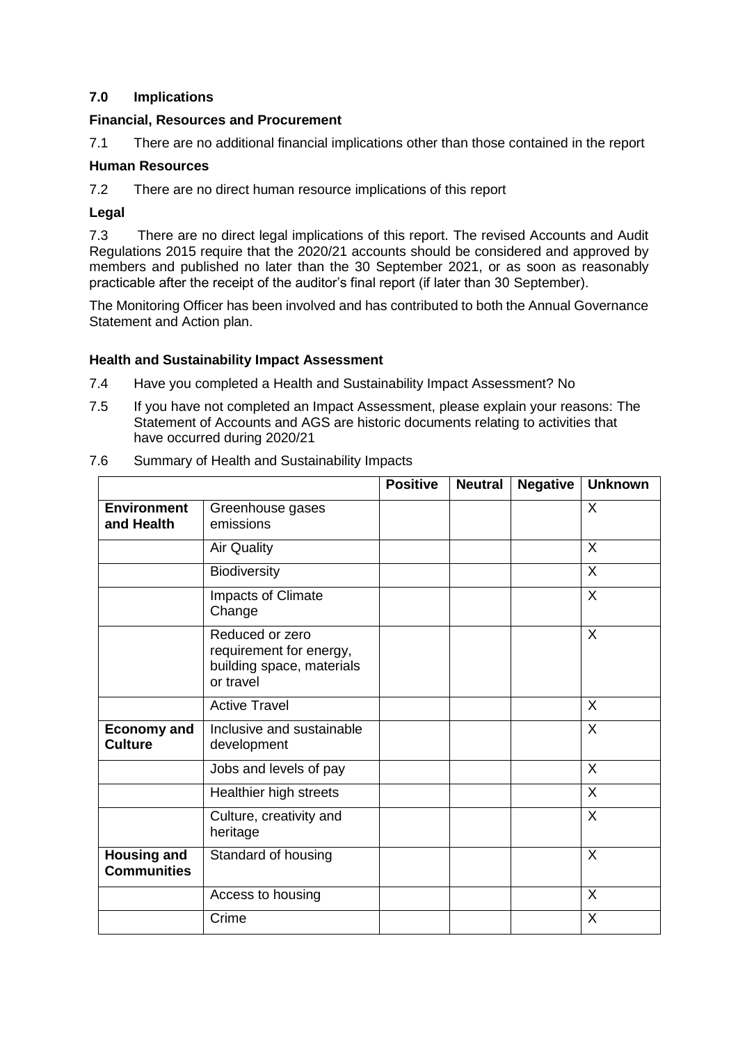### 7.0 Implications

**Financial, Resources and Procurement**

7.1 There are no additional financial implications other than those contained in the report

**Human Resources**

7.2 There are no direct human resource implications of this report

**Legal**

7.3 There are no direct legal implications of this report. The revised Accounts and Audit Regulations 2015 require that the 2020/21 accounts should be considered and approved by members and published no later than the 30 September 2021, or as soon as reasonably practicable after the receipt of the auditor's final report (if later than 30 September).

The Monitoring Officer has been involved and has contributed to both the Annual Governance Statement and Action plan.

**Health and Sustainability Impact Assessment**

7.4 Have you completed a Health and Sustainability Impact Assessment? No

7.5 If you have not completed an Impact Assessment, please explain your reasons: The Statement of Accounts and AGS are historic documents relating to activities that have occurred during 2020/21

7.6 Summary of Health and Sustainability Impacts

| | | Positive | Neutral | Negative | Unknown |
|---|---|---|---|---|---|
| **Environment and Health** | Greenhouse gases emissions | | | | X |
| | Air Quality | | | | X |
| | Biodiversity | | | | X |
| | Impacts of Climate Change | | | | X |
| | Reduced or zero requirement for energy, building space, materials or travel | | | | X |
| | Active Travel | | | | X |
| **Economy and Culture** | Inclusive and sustainable development | | | | X |
| | Jobs and levels of pay | | | | X |
| | Healthier high streets | | | | X |
| | Culture, creativity and heritage | | | | X |
| **Housing and Communities** | Standard of housing | | | | X |
| | Access to housing | | | | X |
| | Crime | | | | X |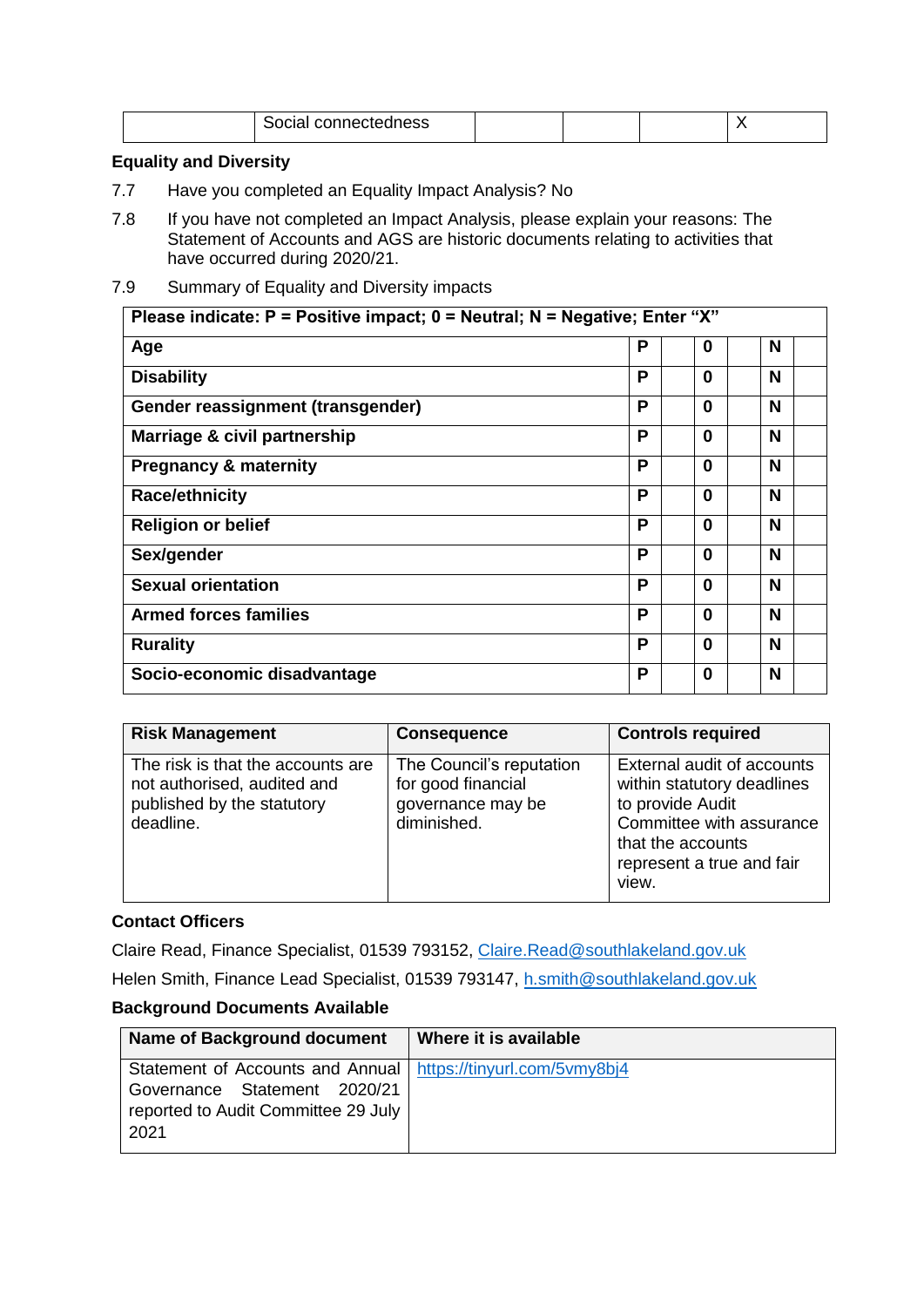| | Social connectedness | | | | X |
|---|---|---|---|---|---|

**Equality and Diversity**

7.7 Have you completed an Equality Impact Analysis? No

7.8 If you have not completed an Impact Analysis, please explain your reasons: The Statement of Accounts and AGS are historic documents relating to activities that have occurred during 2020/21.

7.9 Summary of Equality and Diversity impacts

| **Please indicate: P = Positive impact; 0 = Neutral; N = Negative; Enter "X"** | | | | | | |
|---|---|---|---|---|---|---|
| **Age** | **P** | | **0** | | **N** | |
| **Disability** | **P** | | **0** | | **N** | |
| **Gender reassignment (transgender)** | **P** | | **0** | | **N** | |
| **Marriage & civil partnership** | **P** | | **0** | | **N** | |
| **Pregnancy & maternity** | **P** | | **0** | | **N** | |
| **Race/ethnicity** | **P** | | **0** | | **N** | |
| **Religion or belief** | **P** | | **0** | | **N** | |
| **Sex/gender** | **P** | | **0** | | **N** | |
| **Sexual orientation** | **P** | | **0** | | **N** | |
| **Armed forces families** | **P** | | **0** | | **N** | |
| **Rurality** | **P** | | **0** | | **N** | |
| **Socio-economic disadvantage** | **P** | | **0** | | **N** | |

| **Risk Management** | **Consequence** | **Controls required** |
|---|---|---|
| The risk is that the accounts are not authorised, audited and published by the statutory deadline. | The Council's reputation for good financial governance may be diminished. | External audit of accounts within statutory deadlines to provide Audit Committee with assurance that the accounts represent a true and fair view. |

**Contact Officers**

Claire Read, Finance Specialist, 01539 793152, Claire.Read@southlakeland.gov.uk

Helen Smith, Finance Lead Specialist, 01539 793147, h.smith@southlakeland.gov.uk

**Background Documents Available**

| **Name of Background document** | **Where it is available** |
|---|---|
| Statement of Accounts and Annual Governance Statement 2020/21 reported to Audit Committee 29 July 2021 | https://tinyurl.com/5vmy8bj4 |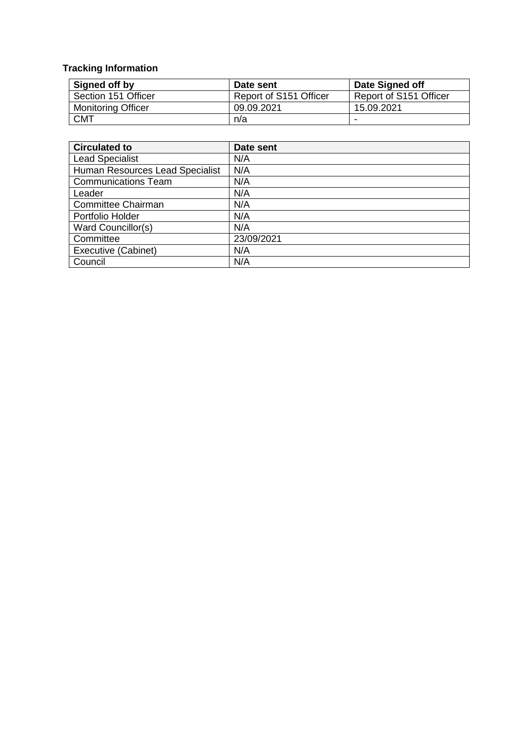**Tracking Information**

| Signed off by | Date sent | Date Signed off |
| --- | --- | --- |
| Section 151 Officer | Report of S151 Officer | Report of S151 Officer |
| Monitoring Officer | 09.09.2021 | 15.09.2021 |
| CMT | n/a | - |

| Circulated to | Date sent |
| --- | --- |
| Lead Specialist | N/A |
| Human Resources Lead Specialist | N/A |
| Communications Team | N/A |
| Leader | N/A |
| Committee Chairman | N/A |
| Portfolio Holder | N/A |
| Ward Councillor(s) | N/A |
| Committee | 23/09/2021 |
| Executive (Cabinet) | N/A |
| Council | N/A |